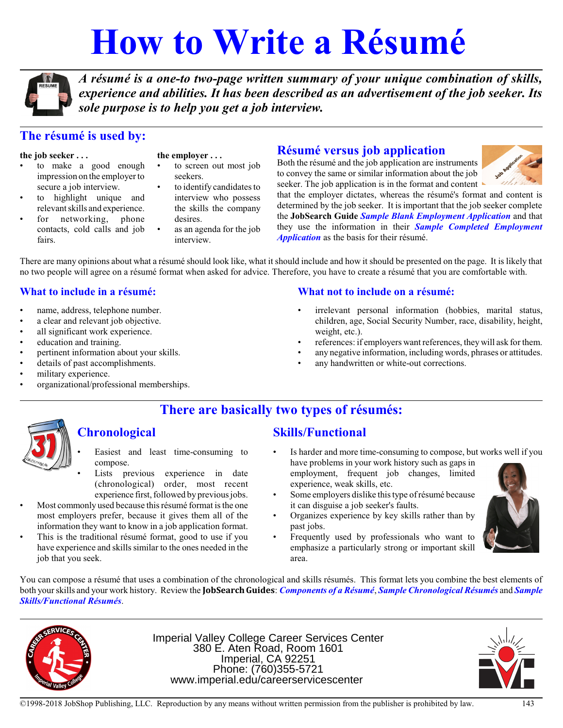# How to Write a Résumé

***A résumé is a one-to two-page written summary of your unique combination of skills, experience and abilities. It has been described as an advertisement of the job seeker. Its sole purpose is to help you get a job interview.***

## The résumé is used by:

**the job seeker . . .**

- to make a good enough impression on the employer to secure a job interview.
- to highlight unique and relevant skills and experience.
- for networking, phone contacts, cold calls and job fairs.

**the employer . . .**

- to screen out most job seekers.
- to identify candidates to interview who possess the skills the company desires.
- as an agenda for the job interview.

## Résumé versus job application

Both the résumé and the job application are instruments to convey the same or similar information about the job seeker. The job application is in the format and content that the employer dictates, whereas the résumé's format and content is determined by the job seeker. It is important that the job seeker complete the **JobSearch Guide** ***Sample Blank Employment Application*** and that they use the information in their ***Sample Completed Employment Application*** as the basis for their résumé.

There are many opinions about what a résumé should look like, what it should include and how it should be presented on the page. It is likely that no two people will agree on a résumé format when asked for advice. Therefore, you have to create a résumé that you are comfortable with.

## What to include in a résumé:

- name, address, telephone number.
- a clear and relevant job objective.
- all significant work experience.
- education and training.
- pertinent information about your skills.
- details of past accomplishments.
- military experience.
- organizational/professional memberships.

## What not to include on a résumé:

- irrelevant personal information (hobbies, marital status, children, age, Social Security Number, race, disability, height, weight, etc.).
- references: if employers want references, they will ask for them.
- any negative information, including words, phrases or attitudes.
- any handwritten or white-out corrections.

## There are basically two types of résumés:

### Chronological

- Easiest and least time-consuming to compose.
- Lists previous experience in date (chronological) order, most recent experience first, followed by previous jobs.
- Most commonly used because this résumé format is the one most employers prefer, because it gives them all of the information they want to know in a job application format.
- This is the traditional résumé format, good to use if you have experience and skills similar to the ones needed in the job that you seek.

### Skills/Functional

- Is harder and more time-consuming to compose, but works well if you have problems in your work history such as gaps in employment, frequent job changes, limited experience, weak skills, etc.
- Some employers dislike this type of résumé because it can disguise a job seeker's faults.
- Organizes experience by key skills rather than by past jobs.
- Frequently used by professionals who want to emphasize a particularly strong or important skill area.

You can compose a résumé that uses a combination of the chronological and skills résumés. This format lets you combine the best elements of both your skills and your work history. Review the **JobSearch Guides**: ***Components of a Résumé***, ***Sample Chronological Résumés*** and ***Sample Skills/Functional Résumés***.

Imperial Valley College Career Services Center
380 E. Aten Road, Room 1601
Imperial, CA 92251
Phone: (760)355-5721
www.imperial.edu/careerservicescenter

©1998-2018 JobShop Publishing, LLC. Reproduction by any means without written permission from the publisher is prohibited by law.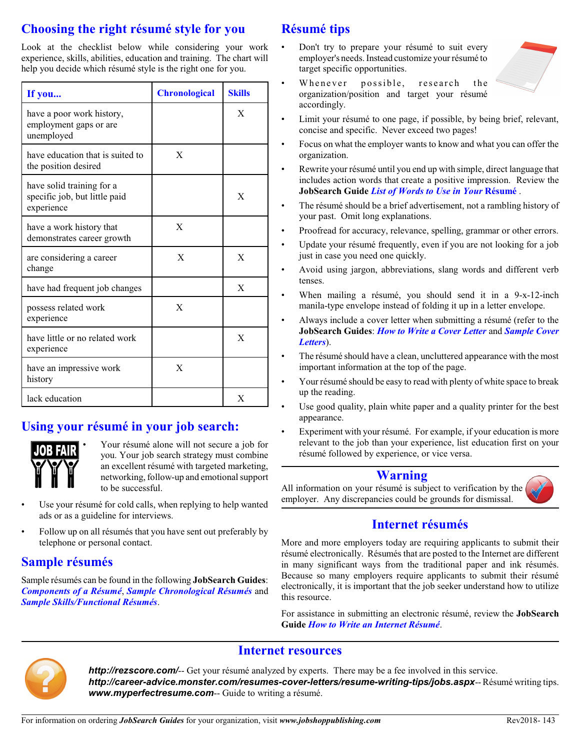## Choosing the right résumé style for you

Look at the checklist below while considering your work experience, skills, abilities, education and training. The chart will help you decide which résumé style is the right one for you.

| If you... | Chronological | Skills |
|---|---|---|
| have a poor work history, employment gaps or are unemployed | | X |
| have education that is suited to the position desired | X | |
| have solid training for a specific job, but little paid experience | | X |
| have a work history that demonstrates career growth | X | |
| are considering a career change | X | X |
| have had frequent job changes | | X |
| possess related work experience | X | |
| have little or no related work experience | | X |
| have an impressive work history | X | |
| lack education | | X |

## Using your résumé in your job search:

- Your résumé alone will not secure a job for you. Your job search strategy must combine an excellent résumé with targeted marketing, networking, follow-up and emotional support to be successful.
- Use your résumé for cold calls, when replying to help wanted ads or as a guideline for interviews.
- Follow up on all résumés that you have sent out preferably by telephone or personal contact.

## Sample résumés

Sample résumés can be found in the following **JobSearch Guides**: ***Components of a Résumé***, ***Sample Chronological Résumés*** and ***Sample Skills/Functional Résumés***.

## Résumé tips

- Don't try to prepare your résumé to suit every employer's needs. Instead customize your résumé to target specific opportunities.
- Whenever possible, research the organization/position and target your résumé accordingly.
- Limit your résumé to one page, if possible, by being brief, relevant, concise and specific. Never exceed two pages!
- Focus on what the employer wants to know and what you can offer the organization.
- Rewrite your résumé until you end up with simple, direct language that includes action words that create a positive impression. Review the **JobSearch Guide** ***List of Words to Use in Your*** **Résumé** .
- The résumé should be a brief advertisement, not a rambling history of your past. Omit long explanations.
- Proofread for accuracy, relevance, spelling, grammar or other errors.
- Update your résumé frequently, even if you are not looking for a job just in case you need one quickly.
- Avoid using jargon, abbreviations, slang words and different verb tenses.
- When mailing a résumé, you should send it in a 9-x-12-inch manila-type envelope instead of folding it up in a letter envelope.
- Always include a cover letter when submitting a résumé (refer to the **JobSearch Guides**: ***How to Write a Cover Letter*** and ***Sample Cover Letters***).
- The résumé should have a clean, uncluttered appearance with the most important information at the top of the page.
- Your résumé should be easy to read with plenty of white space to break up the reading.
- Use good quality, plain white paper and a quality printer for the best appearance.
- Experiment with your résumé. For example, if your education is more relevant to the job than your experience, list education first on your résumé followed by experience, or vice versa.

## Warning

All information on your résumé is subject to verification by the employer. Any discrepancies could be grounds for dismissal.

## Internet résumés

More and more employers today are requiring applicants to submit their résumé electronically. Résumés that are posted to the Internet are different in many significant ways from the traditional paper and ink résumés. Because so many employers require applicants to submit their résumé electronically, it is important that the job seeker understand how to utilize this resource.

For assistance in submitting an electronic résumé, review the **JobSearch Guide** ***How to Write an Internet Résumé***.

## Internet resources

***http://rezscore.com/***-- Get your résumé analyzed by experts. There may be a fee involved in this service.
***http://career-advice.monster.com/resumes-cover-letters/resume-writing-tips/jobs.aspx***-- Résumé writing tips.
***www.myperfectresume.com***-- Guide to writing a résumé.

For information on ordering ***JobSearch Guides*** for your organization, visit ***www.jobshoppublishing.com***